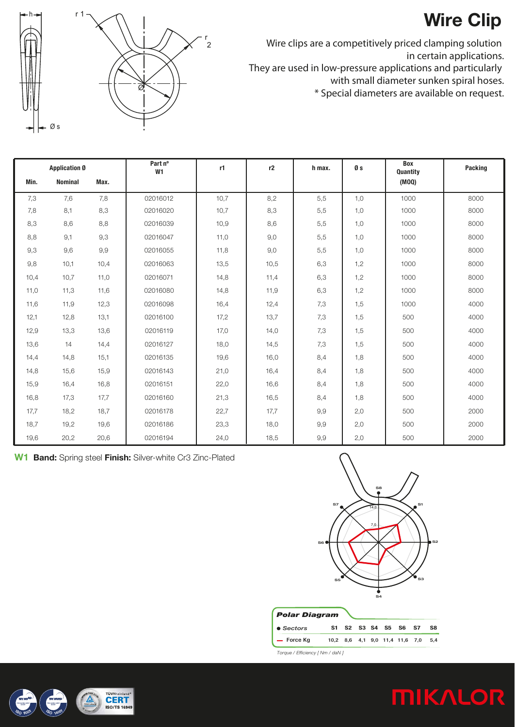# Wire Clip

Wire clips are a competitively priced clamping solution in certain applications.
They are used in low-pressure applications and particularly with small diameter sunken spiral hoses.
* Special diameters are available on request.

| Application Ø | | | Part nº W1 | r1 | r2 | h max. | Ø s | Box Quantity (MOQ) | Packing |
|---|---|---|---|---|---|---|---|---|---|
| Min. | Nominal | Max. | | | | | | | |
| 7,3 | 7,6 | 7,8 | 02016012 | 10,7 | 8,2 | 5,5 | 1,0 | 1000 | 8000 |
| 7,8 | 8,1 | 8,3 | 02016020 | 10,7 | 8,3 | 5,5 | 1,0 | 1000 | 8000 |
| 8,3 | 8,6 | 8,8 | 02016039 | 10,9 | 8,6 | 5,5 | 1,0 | 1000 | 8000 |
| 8,8 | 9,1 | 9,3 | 02016047 | 11,0 | 9,0 | 5,5 | 1,0 | 1000 | 8000 |
| 9,3 | 9,6 | 9,9 | 02016055 | 11,8 | 9,0 | 5,5 | 1,0 | 1000 | 8000 |
| 9,8 | 10,1 | 10,4 | 02016063 | 13,5 | 10,5 | 6,3 | 1,2 | 1000 | 8000 |
| 10,4 | 10,7 | 11,0 | 02016071 | 14,8 | 11,4 | 6,3 | 1,2 | 1000 | 8000 |
| 11,0 | 11,3 | 11,6 | 02016080 | 14,8 | 11,9 | 6,3 | 1,2 | 1000 | 8000 |
| 11,6 | 11,9 | 12,3 | 02016098 | 16,4 | 12,4 | 7,3 | 1,5 | 1000 | 4000 |
| 12,1 | 12,8 | 13,1 | 02016100 | 17,2 | 13,7 | 7,3 | 1,5 | 500 | 4000 |
| 12,9 | 13,3 | 13,6 | 02016119 | 17,0 | 14,0 | 7,3 | 1,5 | 500 | 4000 |
| 13,6 | 14 | 14,4 | 02016127 | 18,0 | 14,5 | 7,3 | 1,5 | 500 | 4000 |
| 14,4 | 14,8 | 15,1 | 02016135 | 19,6 | 16,0 | 8,4 | 1,8 | 500 | 4000 |
| 14,8 | 15,6 | 15,9 | 02016143 | 21,0 | 16,4 | 8,4 | 1,8 | 500 | 4000 |
| 15,9 | 16,4 | 16,8 | 02016151 | 22,0 | 16,6 | 8,4 | 1,8 | 500 | 4000 |
| 16,8 | 17,3 | 17,7 | 02016160 | 21,3 | 16,5 | 8,4 | 1,8 | 500 | 4000 |
| 17,7 | 18,2 | 18,7 | 02016178 | 22,7 | 17,7 | 9,9 | 2,0 | 500 | 2000 |
| 18,7 | 19,2 | 19,6 | 02016186 | 23,3 | 18,0 | 9,9 | 2,0 | 500 | 2000 |
| 19,6 | 20,2 | 20,6 | 02016194 | 24,0 | 18,5 | 9,9 | 2,0 | 500 | 2000 |

**W1** **Band:** Spring steel **Finish:** Silver-white Cr3 Zinc-Plated

***Polar Diagram***

| | S1 | S2 | S3 | S4 | S5 | S6 | S7 | S8 |
|---|---|---|---|---|---|---|---|---|
| *Sectors* | | | | | | | | |
| Force Kg | 10,2 | 8,6 | 4,1 | 9,0 | 11,4 | 11,6 | 7,0 | 5,4 |

*Torque / Efficiency [ Nm / daN ]*

MIKALOR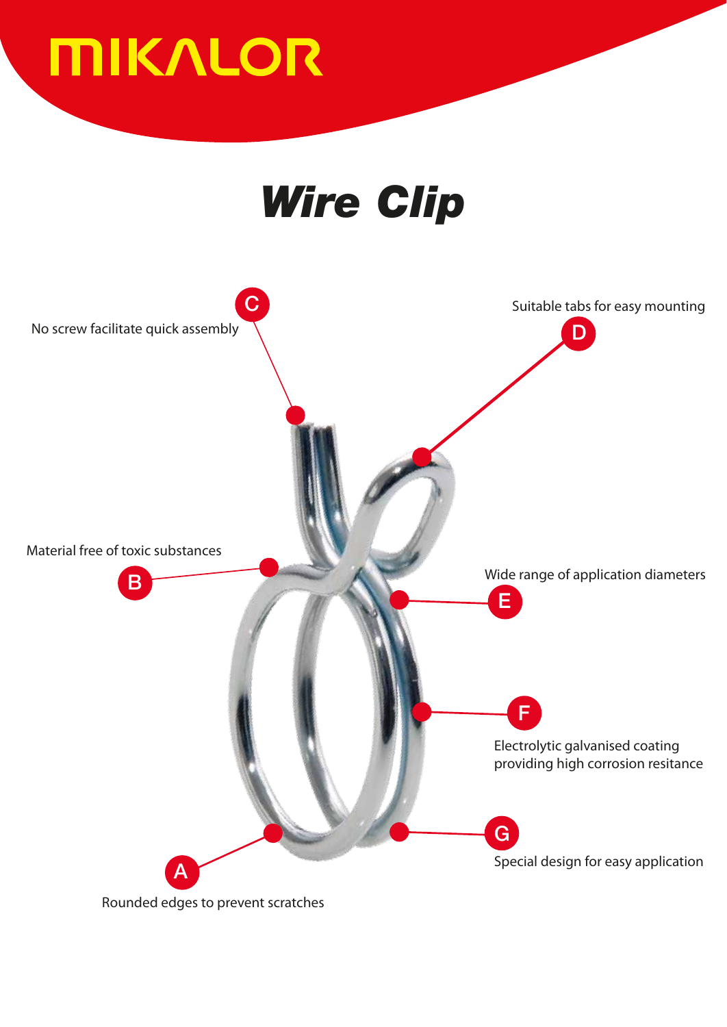MIKALOR

# *Wire Clip*

C — No screw facilitate quick assembly

D — Suitable tabs for easy mounting

B — Material free of toxic substances

E — Wide range of application diameters

F — Electrolytic galvanised coating providing high corrosion resitance

G — Special design for easy application

A — Rounded edges to prevent scratches